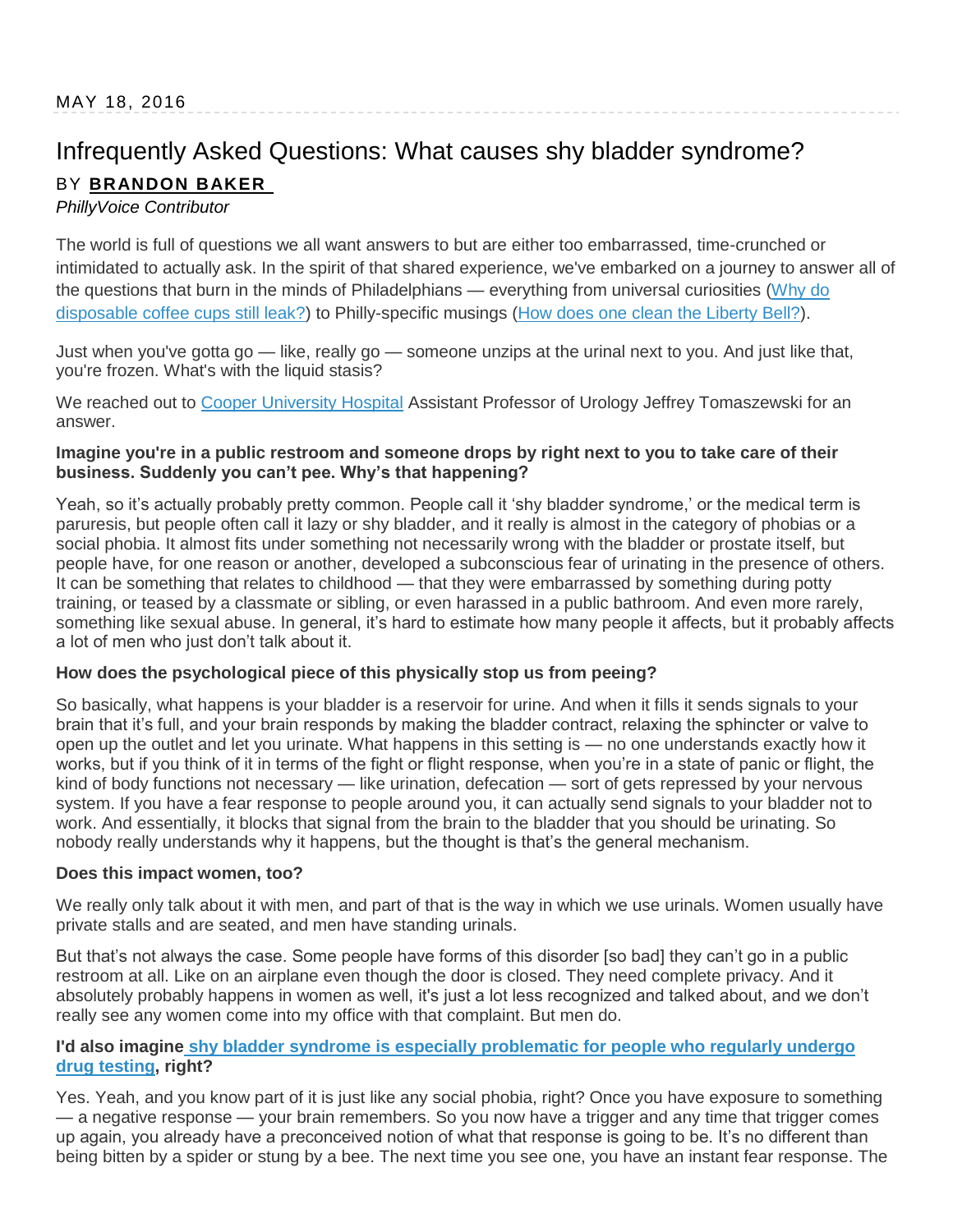MAY 18, 2016

# Infrequently Asked Questions: What causes shy bladder syndrome?

BY **BRANDON BAKER**

*PhillyVoice Contributor*

The world is full of questions we all want answers to but are either too embarrassed, time-crunched or intimidated to actually ask. In the spirit of that shared experience, we've embarked on a journey to answer all of the questions that burn in the minds of Philadelphians — everything from universal curiosities (Why do disposable coffee cups still leak?) to Philly-specific musings (How does one clean the Liberty Bell?).

Just when you've gotta go — like, really go — someone unzips at the urinal next to you. And just like that, you're frozen. What's with the liquid stasis?

We reached out to Cooper University Hospital Assistant Professor of Urology Jeffrey Tomaszewski for an answer.

**Imagine you're in a public restroom and someone drops by right next to you to take care of their business. Suddenly you can't pee. Why's that happening?**

Yeah, so it's actually probably pretty common. People call it 'shy bladder syndrome,' or the medical term is paruresis, but people often call it lazy or shy bladder, and it really is almost in the category of phobias or a social phobia. It almost fits under something not necessarily wrong with the bladder or prostate itself, but people have, for one reason or another, developed a subconscious fear of urinating in the presence of others. It can be something that relates to childhood — that they were embarrassed by something during potty training, or teased by a classmate or sibling, or even harassed in a public bathroom. And even more rarely, something like sexual abuse. In general, it's hard to estimate how many people it affects, but it probably affects a lot of men who just don't talk about it.

**How does the psychological piece of this physically stop us from peeing?**

So basically, what happens is your bladder is a reservoir for urine. And when it fills it sends signals to your brain that it's full, and your brain responds by making the bladder contract, relaxing the sphincter or valve to open up the outlet and let you urinate. What happens in this setting is — no one understands exactly how it works, but if you think of it in terms of the fight or flight response, when you're in a state of panic or flight, the kind of body functions not necessary — like urination, defecation — sort of gets repressed by your nervous system. If you have a fear response to people around you, it can actually send signals to your bladder not to work. And essentially, it blocks that signal from the brain to the bladder that you should be urinating. So nobody really understands why it happens, but the thought is that's the general mechanism.

**Does this impact women, too?**

We really only talk about it with men, and part of that is the way in which we use urinals. Women usually have private stalls and are seated, and men have standing urinals.

But that's not always the case. Some people have forms of this disorder [so bad] they can't go in a public restroom at all. Like on an airplane even though the door is closed. They need complete privacy. And it absolutely probably happens in women as well, it's just a lot less recognized and talked about, and we don't really see any women come into my office with that complaint. But men do.

**I'd also imagine shy bladder syndrome is especially problematic for people who regularly undergo drug testing, right?**

Yes. Yeah, and you know part of it is just like any social phobia, right? Once you have exposure to something — a negative response — your brain remembers. So you now have a trigger and any time that trigger comes up again, you already have a preconceived notion of what that response is going to be. It's no different than being bitten by a spider or stung by a bee. The next time you see one, you have an instant fear response. The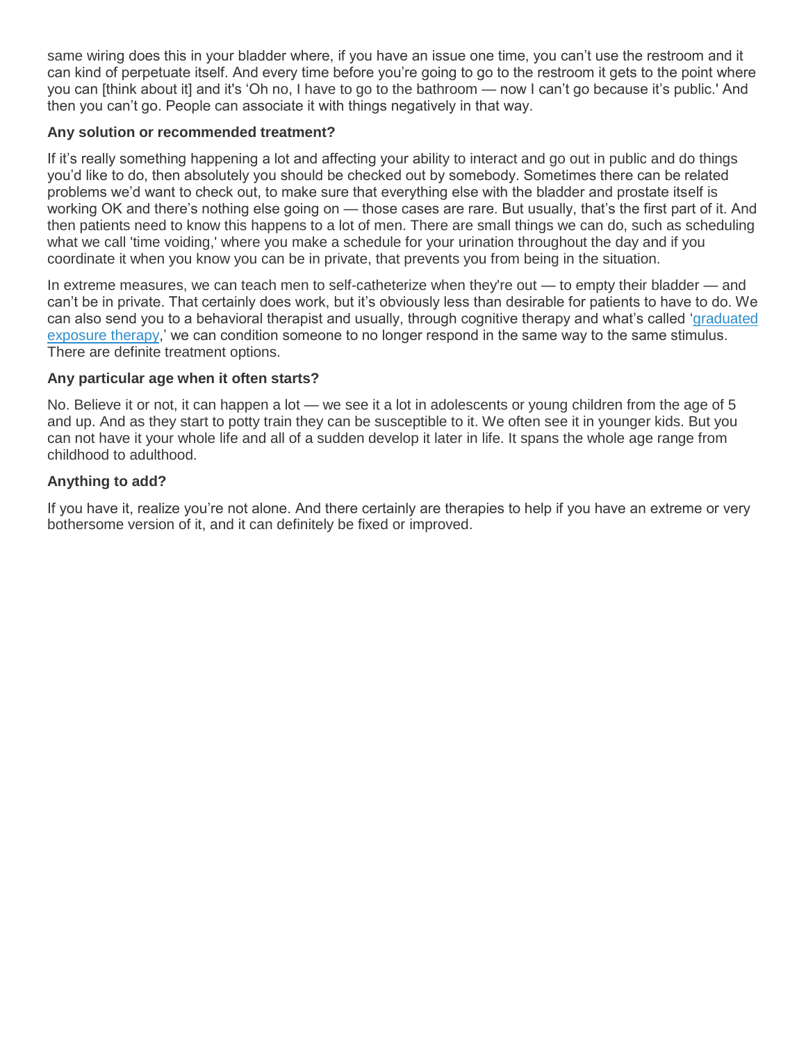same wiring does this in your bladder where, if you have an issue one time, you can't use the restroom and it can kind of perpetuate itself. And every time before you're going to go to the restroom it gets to the point where you can [think about it] and it's 'Oh no, I have to go to the bathroom — now I can't go because it's public.' And then you can't go. People can associate it with things negatively in that way.

**Any solution or recommended treatment?**

If it's really something happening a lot and affecting your ability to interact and go out in public and do things you'd like to do, then absolutely you should be checked out by somebody. Sometimes there can be related problems we'd want to check out, to make sure that everything else with the bladder and prostate itself is working OK and there's nothing else going on — those cases are rare. But usually, that's the first part of it. And then patients need to know this happens to a lot of men. There are small things we can do, such as scheduling what we call 'time voiding,' where you make a schedule for your urination throughout the day and if you coordinate it when you know you can be in private, that prevents you from being in the situation.

In extreme measures, we can teach men to self-catheterize when they're out — to empty their bladder — and can't be in private. That certainly does work, but it's obviously less than desirable for patients to have to do. We can also send you to a behavioral therapist and usually, through cognitive therapy and what's called 'graduated exposure therapy,' we can condition someone to no longer respond in the same way to the same stimulus. There are definite treatment options.

**Any particular age when it often starts?**

No. Believe it or not, it can happen a lot — we see it a lot in adolescents or young children from the age of 5 and up. And as they start to potty train they can be susceptible to it. We often see it in younger kids. But you can not have it your whole life and all of a sudden develop it later in life. It spans the whole age range from childhood to adulthood.

**Anything to add?**

If you have it, realize you're not alone. And there certainly are therapies to help if you have an extreme or very bothersome version of it, and it can definitely be fixed or improved.